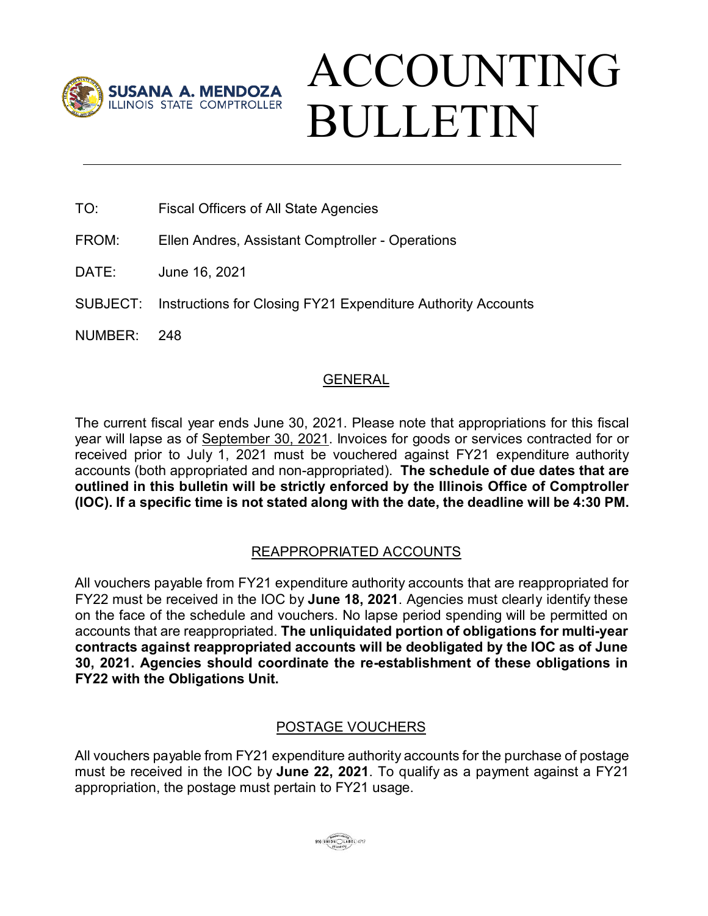SUSANA A. MENDOZA
ILLINOIS STATE COMPTROLLER

# ACCOUNTING BULLETIN

TO: Fiscal Officers of All State Agencies

FROM: Ellen Andres, Assistant Comptroller - Operations

DATE: June 16, 2021

SUBJECT: Instructions for Closing FY21 Expenditure Authority Accounts

NUMBER: 248

## GENERAL

The current fiscal year ends June 30, 2021. Please note that appropriations for this fiscal year will lapse as of September 30, 2021. Invoices for goods or services contracted for or received prior to July 1, 2021 must be vouchered against FY21 expenditure authority accounts (both appropriated and non-appropriated). **The schedule of due dates that are outlined in this bulletin will be strictly enforced by the Illinois Office of Comptroller (IOC). If a specific time is not stated along with the date, the deadline will be 4:30 PM.**

## REAPPROPRIATED ACCOUNTS

All vouchers payable from FY21 expenditure authority accounts that are reappropriated for FY22 must be received in the IOC by **June 18, 2021**. Agencies must clearly identify these on the face of the schedule and vouchers. No lapse period spending will be permitted on accounts that are reappropriated. **The unliquidated portion of obligations for multi-year contracts against reappropriated accounts will be deobligated by the IOC as of June 30, 2021. Agencies should coordinate the re-establishment of these obligations in FY22 with the Obligations Unit.**

## POSTAGE VOUCHERS

All vouchers payable from FY21 expenditure authority accounts for the purchase of postage must be received in the IOC by **June 22, 2021**. To qualify as a payment against a FY21 appropriation, the postage must pertain to FY21 usage.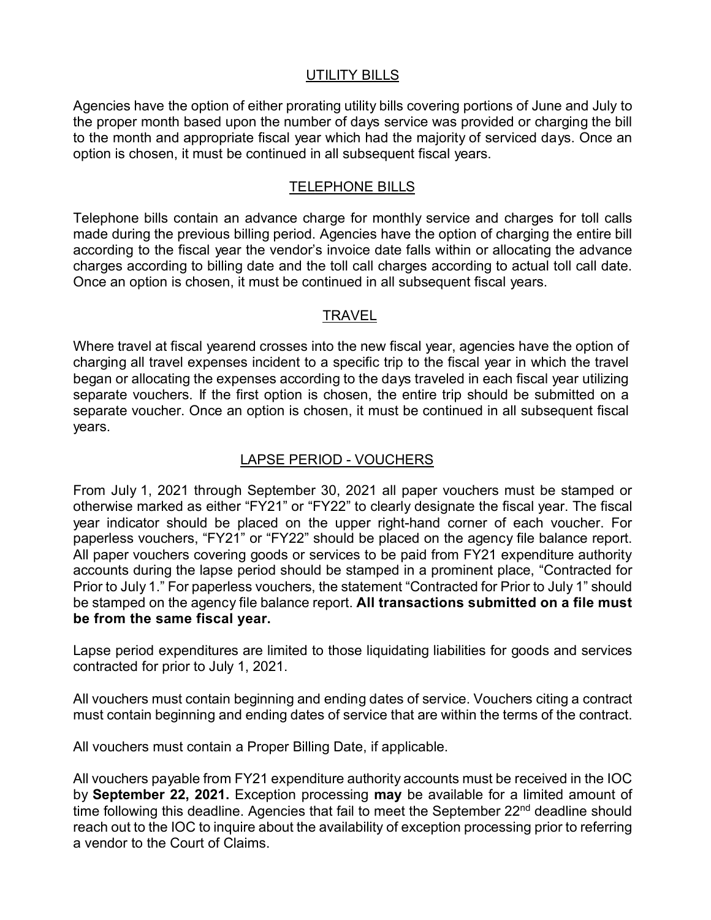## UTILITY BILLS

Agencies have the option of either prorating utility bills covering portions of June and July to the proper month based upon the number of days service was provided or charging the bill to the month and appropriate fiscal year which had the majority of serviced days. Once an option is chosen, it must be continued in all subsequent fiscal years.

## TELEPHONE BILLS

Telephone bills contain an advance charge for monthly service and charges for toll calls made during the previous billing period. Agencies have the option of charging the entire bill according to the fiscal year the vendor's invoice date falls within or allocating the advance charges according to billing date and the toll call charges according to actual toll call date. Once an option is chosen, it must be continued in all subsequent fiscal years.

## TRAVEL

Where travel at fiscal yearend crosses into the new fiscal year, agencies have the option of charging all travel expenses incident to a specific trip to the fiscal year in which the travel began or allocating the expenses according to the days traveled in each fiscal year utilizing separate vouchers. If the first option is chosen, the entire trip should be submitted on a separate voucher. Once an option is chosen, it must be continued in all subsequent fiscal years.

## LAPSE PERIOD - VOUCHERS

From July 1, 2021 through September 30, 2021 all paper vouchers must be stamped or otherwise marked as either "FY21" or "FY22" to clearly designate the fiscal year. The fiscal year indicator should be placed on the upper right-hand corner of each voucher. For paperless vouchers, "FY21" or "FY22" should be placed on the agency file balance report. All paper vouchers covering goods or services to be paid from FY21 expenditure authority accounts during the lapse period should be stamped in a prominent place, "Contracted for Prior to July 1." For paperless vouchers, the statement "Contracted for Prior to July 1" should be stamped on the agency file balance report. **All transactions submitted on a file must be from the same fiscal year.**

Lapse period expenditures are limited to those liquidating liabilities for goods and services contracted for prior to July 1, 2021.

All vouchers must contain beginning and ending dates of service. Vouchers citing a contract must contain beginning and ending dates of service that are within the terms of the contract.

All vouchers must contain a Proper Billing Date, if applicable.

All vouchers payable from FY21 expenditure authority accounts must be received in the IOC by **September 22, 2021.** Exception processing **may** be available for a limited amount of time following this deadline. Agencies that fail to meet the September 22nd deadline should reach out to the IOC to inquire about the availability of exception processing prior to referring a vendor to the Court of Claims.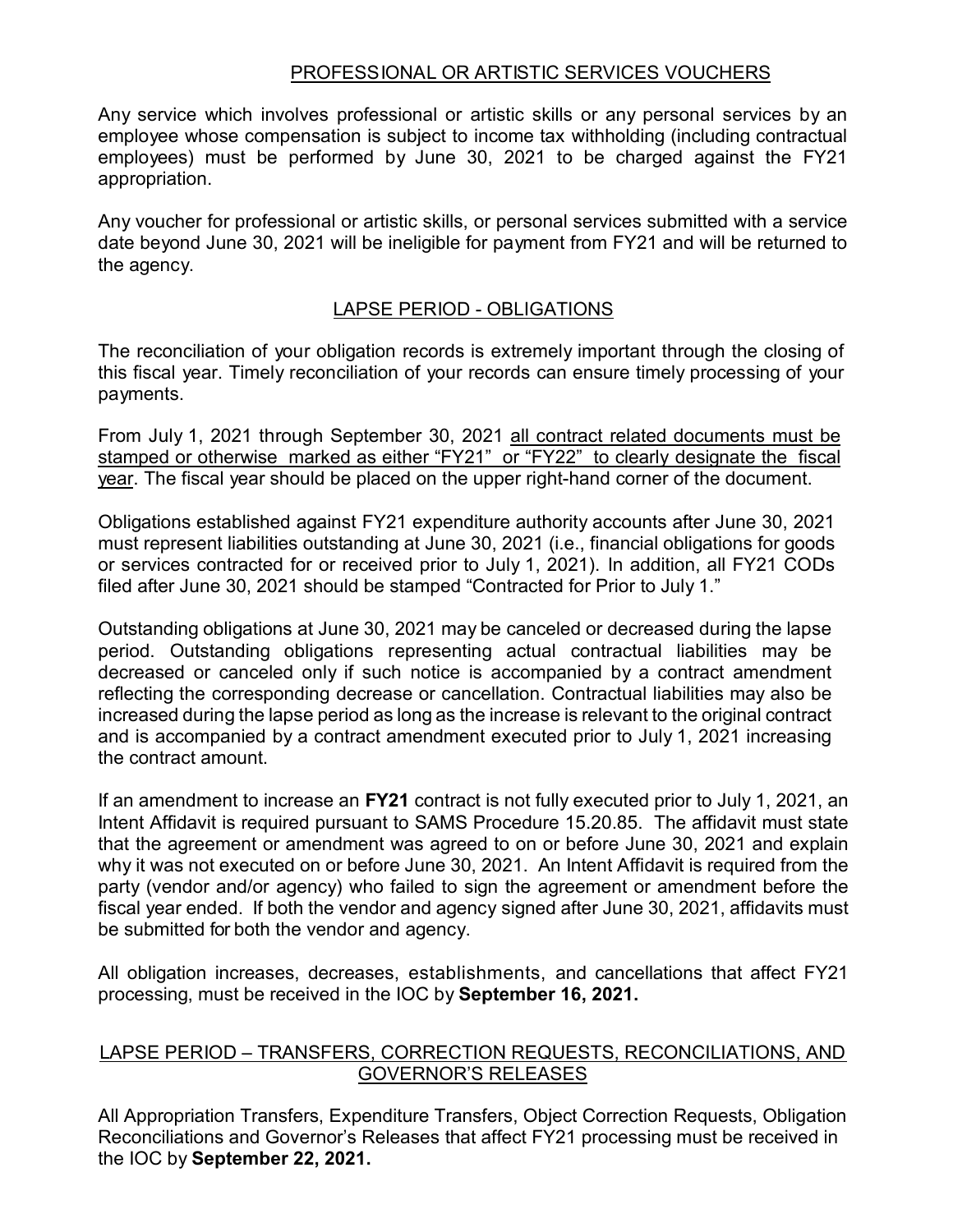## PROFESSIONAL OR ARTISTIC SERVICES VOUCHERS

Any service which involves professional or artistic skills or any personal services by an employee whose compensation is subject to income tax withholding (including contractual employees) must be performed by June 30, 2021 to be charged against the FY21 appropriation.

Any voucher for professional or artistic skills, or personal services submitted with a service date beyond June 30, 2021 will be ineligible for payment from FY21 and will be returned to the agency.

## LAPSE PERIOD - OBLIGATIONS

The reconciliation of your obligation records is extremely important through the closing of this fiscal year. Timely reconciliation of your records can ensure timely processing of your payments.

From July 1, 2021 through September 30, 2021 all contract related documents must be stamped or otherwise marked as either "FY21" or "FY22" to clearly designate the fiscal year. The fiscal year should be placed on the upper right-hand corner of the document.

Obligations established against FY21 expenditure authority accounts after June 30, 2021 must represent liabilities outstanding at June 30, 2021 (i.e., financial obligations for goods or services contracted for or received prior to July 1, 2021). In addition, all FY21 CODs filed after June 30, 2021 should be stamped "Contracted for Prior to July 1."

Outstanding obligations at June 30, 2021 may be canceled or decreased during the lapse period. Outstanding obligations representing actual contractual liabilities may be decreased or canceled only if such notice is accompanied by a contract amendment reflecting the corresponding decrease or cancellation. Contractual liabilities may also be increased during the lapse period as long as the increase is relevant to the original contract and is accompanied by a contract amendment executed prior to July 1, 2021 increasing the contract amount.

If an amendment to increase an **FY21** contract is not fully executed prior to July 1, 2021, an Intent Affidavit is required pursuant to SAMS Procedure 15.20.85. The affidavit must state that the agreement or amendment was agreed to on or before June 30, 2021 and explain why it was not executed on or before June 30, 2021. An Intent Affidavit is required from the party (vendor and/or agency) who failed to sign the agreement or amendment before the fiscal year ended. If both the vendor and agency signed after June 30, 2021, affidavits must be submitted for both the vendor and agency.

All obligation increases, decreases, establishments, and cancellations that affect FY21 processing, must be received in the IOC by **September 16, 2021.**

## LAPSE PERIOD – TRANSFERS, CORRECTION REQUESTS, RECONCILIATIONS, AND GOVERNOR'S RELEASES

All Appropriation Transfers, Expenditure Transfers, Object Correction Requests, Obligation Reconciliations and Governor's Releases that affect FY21 processing must be received in the IOC by **September 22, 2021.**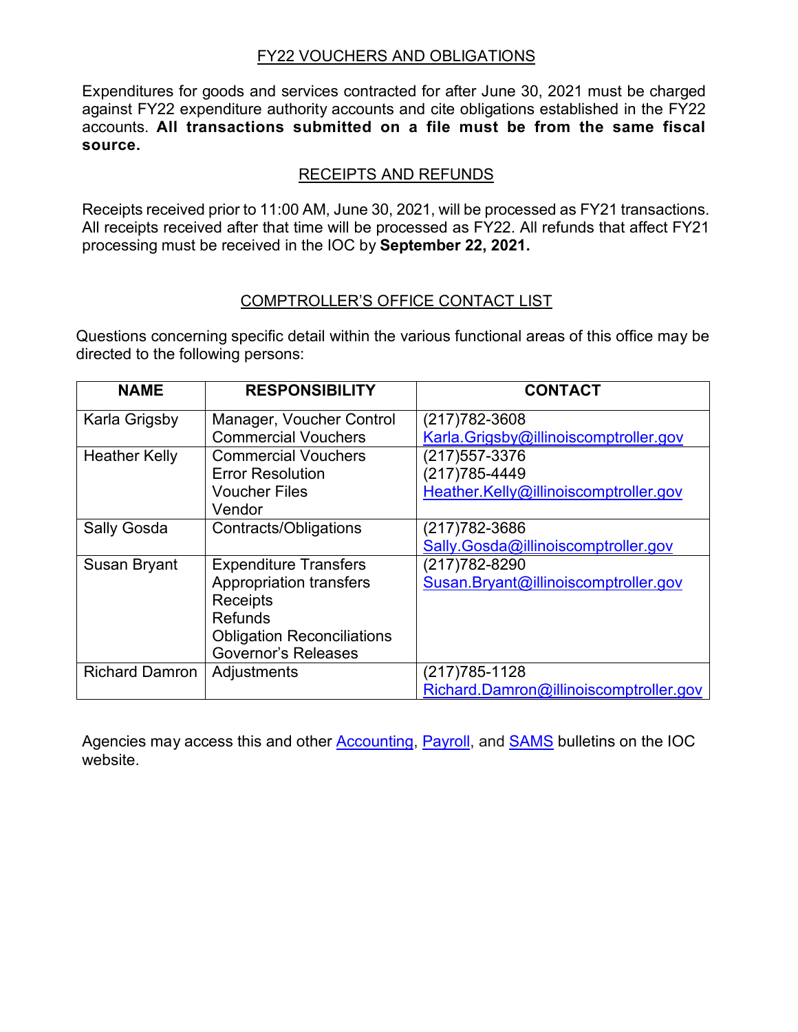## FY22 VOUCHERS AND OBLIGATIONS

Expenditures for goods and services contracted for after June 30, 2021 must be charged against FY22 expenditure authority accounts and cite obligations established in the FY22 accounts. **All transactions submitted on a file must be from the same fiscal source.**

## RECEIPTS AND REFUNDS

Receipts received prior to 11:00 AM, June 30, 2021, will be processed as FY21 transactions. All receipts received after that time will be processed as FY22. All refunds that affect FY21 processing must be received in the IOC by **September 22, 2021.**

## COMPTROLLER'S OFFICE CONTACT LIST

Questions concerning specific detail within the various functional areas of this office may be directed to the following persons:

| NAME | RESPONSIBILITY | CONTACT |
|---|---|---|
| Karla Grigsby | Manager, Voucher Control<br>Commercial Vouchers | (217)782-3608<br>Karla.Grigsby@illinoiscomptroller.gov |
| Heather Kelly | Commercial Vouchers<br>Error Resolution<br>Voucher Files<br>Vendor | (217)557-3376<br>(217)785-4449<br>Heather.Kelly@illinoiscomptroller.gov |
| Sally Gosda | Contracts/Obligations | (217)782-3686<br>Sally.Gosda@illinoiscomptroller.gov |
| Susan Bryant | Expenditure Transfers<br>Appropriation transfers<br>Receipts<br>Refunds<br>Obligation Reconciliations<br>Governor's Releases | (217)782-8290<br>Susan.Bryant@illinoiscomptroller.gov |
| Richard Damron | Adjustments | (217)785-1128<br>Richard.Damron@illinoiscomptroller.gov |

Agencies may access this and other Accounting, Payroll, and SAMS bulletins on the IOC website.